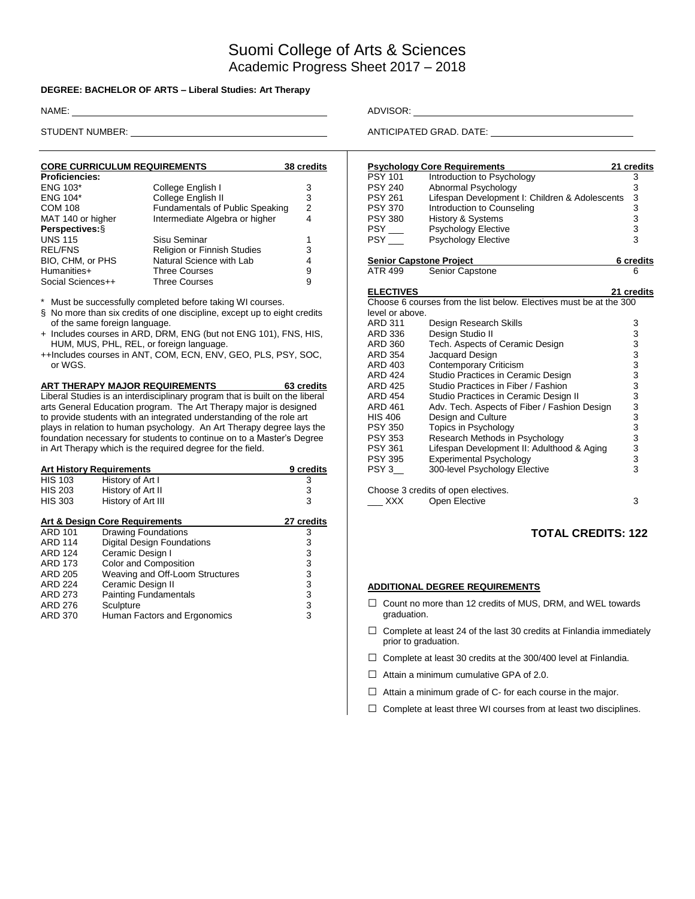# Suomi College of Arts & Sciences
## Academic Progress Sheet 2017 – 2018

**DEGREE: BACHELOR OF ARTS – Liberal Studies: Art Therapy**

NAME: ______________________ ADVISOR: ______________________

STUDENT NUMBER: ______________________ ANTICIPATED GRAD. DATE: ______________________

### CORE CURRICULUM REQUIREMENTS — 38 credits

| Course | Title | Credits |
|---|---|---|
| **Proficiencies:** | | |
| ENG 103* | College English I | 3 |
| ENG 104* | College English II | 3 |
| COM 108 | Fundamentals of Public Speaking | 2 |
| MAT 140 or higher | Intermediate Algebra or higher | 4 |
| **Perspectives:§** | | |
| UNS 115 | Sisu Seminar | 1 |
| REL/FNS | Religion or Finnish Studies | 3 |
| BIO, CHM, or PHS | Natural Science with Lab | 4 |
| Humanities+ | Three Courses | 9 |
| Social Sciences++ | Three Courses | 9 |

\* Must be successfully completed before taking WI courses.

§ No more than six credits of one discipline, except up to eight credits of the same foreign language.

\+ Includes courses in ARD, DRM, ENG (but not ENG 101), FNS, HIS, HUM, MUS, PHL, REL, or foreign language.

++Includes courses in ANT, COM, ECN, ENV, GEO, PLS, PSY, SOC, or WGS.

### ART THERAPY MAJOR REQUIREMENTS — 63 credits

Liberal Studies is an interdisciplinary program that is built on the liberal arts General Education program. The Art Therapy major is designed to provide students with an integrated understanding of the role art plays in relation to human psychology. An Art Therapy degree lays the foundation necessary for students to continue on to a Master's Degree in Art Therapy which is the required degree for the field.

#### Art History Requirements — 9 credits

| Course | Title | Credits |
|---|---|---|
| HIS 103 | History of Art I | 3 |
| HIS 203 | History of Art II | 3 |
| HIS 303 | History of Art III | 3 |

#### Art & Design Core Requirements — 27 credits

| Course | Title | Credits |
|---|---|---|
| ARD 101 | Drawing Foundations | 3 |
| ARD 114 | Digital Design Foundations | 3 |
| ARD 124 | Ceramic Design I | 3 |
| ARD 173 | Color and Composition | 3 |
| ARD 205 | Weaving and Off-Loom Structures | 3 |
| ARD 224 | Ceramic Design II | 3 |
| ARD 273 | Painting Fundamentals | 3 |
| ARD 276 | Sculpture | 3 |
| ARD 370 | Human Factors and Ergonomics | 3 |

#### Psychology Core Requirements — 21 credits

| Course | Title | Credits |
|---|---|---|
| PSY 101 | Introduction to Psychology | 3 |
| PSY 240 | Abnormal Psychology | 3 |
| PSY 261 | Lifespan Development I: Children & Adolescents | 3 |
| PSY 370 | Introduction to Counseling | 3 |
| PSY 380 | History & Systems | 3 |
| PSY ___ | Psychology Elective | 3 |
| PSY ___ | Psychology Elective | 3 |

#### Senior Capstone Project — 6 credits

| Course | Title | Credits |
|---|---|---|
| ATR 499 | Senior Capstone | 6 |

#### ELECTIVES — 21 credits

Choose 6 courses from the list below. Electives must be at the 300 level or above.

| Course | Title | Credits |
|---|---|---|
| ARD 311 | Design Research Skills | 3 |
| ARD 336 | Design Studio II | 3 |
| ARD 360 | Tech. Aspects of Ceramic Design | 3 |
| ARD 354 | Jacquard Design | 3 |
| ARD 403 | Contemporary Criticism | 3 |
| ARD 424 | Studio Practices in Ceramic Design | 3 |
| ARD 425 | Studio Practices in Fiber / Fashion | 3 |
| ARD 454 | Studio Practices in Ceramic Design II | 3 |
| ARD 461 | Adv. Tech. Aspects of Fiber / Fashion Design | 3 |
| HIS 406 | Design and Culture | 3 |
| PSY 350 | Topics in Psychology | 3 |
| PSY 353 | Research Methods in Psychology | 3 |
| PSY 361 | Lifespan Development II: Adulthood & Aging | 3 |
| PSY 395 | Experimental Psychology | 3 |
| PSY 3__ | 300-level Psychology Elective | 3 |

Choose 3 credits of open electives.

| Course | Title | Credits |
|---|---|---|
| ___ XXX | Open Elective | 3 |

**TOTAL CREDITS: 122**

### ADDITIONAL DEGREE REQUIREMENTS

- ☐ Count no more than 12 credits of MUS, DRM, and WEL towards graduation.
- ☐ Complete at least 24 of the last 30 credits at Finlandia immediately prior to graduation.
- ☐ Complete at least 30 credits at the 300/400 level at Finlandia.
- ☐ Attain a minimum cumulative GPA of 2.0.
- ☐ Attain a minimum grade of C- for each course in the major.
- ☐ Complete at least three WI courses from at least two disciplines.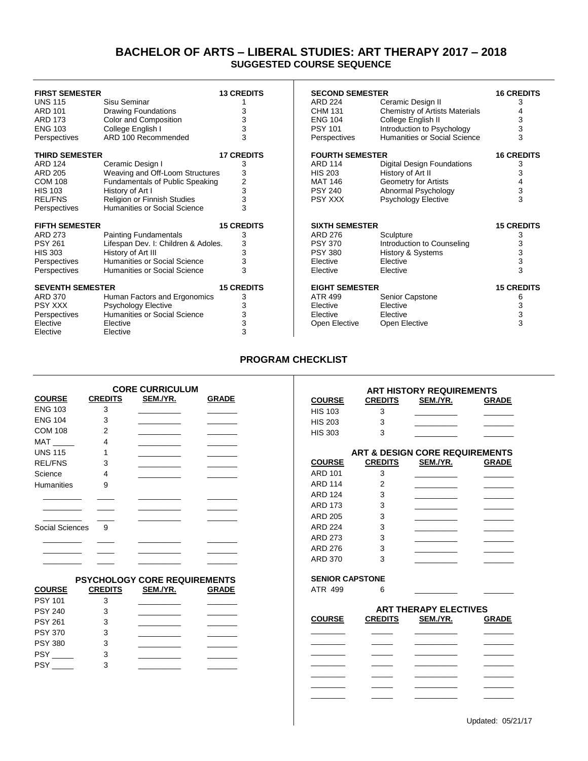# BACHELOR OF ARTS – LIBERAL STUDIES: ART THERAPY 2017 – 2018

## SUGGESTED COURSE SEQUENCE

| FIRST SEMESTER | | 13 CREDITS |
|---|---|---|
| UNS 115 | Sisu Seminar | 1 |
| ARD 101 | Drawing Foundations | 3 |
| ARD 173 | Color and Composition | 3 |
| ENG 103 | College English I | 3 |
| Perspectives | ARD 100 Recommended | 3 |

| SECOND SEMESTER | | 16 CREDITS |
|---|---|---|
| ARD 224 | Ceramic Design II | 3 |
| CHM 131 | Chemistry of Artists Materials | 4 |
| ENG 104 | College English II | 3 |
| PSY 101 | Introduction to Psychology | 3 |
| Perspectives | Humanities or Social Science | 3 |

| THIRD SEMESTER | | 17 CREDITS |
|---|---|---|
| ARD 124 | Ceramic Design I | 3 |
| ARD 205 | Weaving and Off-Loom Structures | 3 |
| COM 108 | Fundamentals of Public Speaking | 2 |
| HIS 103 | History of Art I | 3 |
| REL/FNS | Religion or Finnish Studies | 3 |
| Perspectives | Humanities or Social Science | 3 |

| FOURTH SEMESTER | | 16 CREDITS |
|---|---|---|
| ARD 114 | Digital Design Foundations | 3 |
| HIS 203 | History of Art II | 3 |
| MAT 146 | Geometry for Artists | 4 |
| PSY 240 | Abnormal Psychology | 3 |
| PSY XXX | Psychology Elective | 3 |

| FIFTH SEMESTER | | 15 CREDITS |
|---|---|---|
| ARD 273 | Painting Fundamentals | 3 |
| PSY 261 | Lifespan Dev. I: Children & Adoles. | 3 |
| HIS 303 | History of Art III | 3 |
| Perspectives | Humanities or Social Science | 3 |
| Perspectives | Humanities or Social Science | 3 |

| SIXTH SEMESTER | | 15 CREDITS |
|---|---|---|
| ARD 276 | Sculpture | 3 |
| PSY 370 | Introduction to Counseling | 3 |
| PSY 380 | History & Systems | 3 |
| Elective | Elective | 3 |
| Elective | Elective | 3 |

| SEVENTH SEMESTER | | 15 CREDITS |
|---|---|---|
| ARD 370 | Human Factors and Ergonomics | 3 |
| PSY XXX | Psychology Elective | 3 |
| Perspectives | Humanities or Social Science | 3 |
| Elective | Elective | 3 |
| Elective | Elective | 3 |

| EIGHT SEMESTER | | 15 CREDITS |
|---|---|---|
| ATR 499 | Senior Capstone | 6 |
| Elective | Elective | 3 |
| Elective | Elective | 3 |
| Open Elective | Open Elective | 3 |

## PROGRAM CHECKLIST

### CORE CURRICULUM

| COURSE | CREDITS | SEM./YR. | GRADE |
|---|---|---|---|
| ENG 103 | 3 | | |
| ENG 104 | 3 | | |
| COM 108 | 2 | | |
| MAT _____ | 4 | | |
| UNS 115 | 1 | | |
| REL/FNS | 3 | | |
| Science | 4 | | |
| Humanities | 9 | | |
| | | | |
| | | | |
| | | | |
| Social Sciences | 9 | | |
| | | | |
| | | | |
| | | | |

### PSYCHOLOGY CORE REQUIREMENTS

| COURSE | CREDITS | SEM./YR. | GRADE |
|---|---|---|---|
| PSY 101 | 3 | | |
| PSY 240 | 3 | | |
| PSY 261 | 3 | | |
| PSY 370 | 3 | | |
| PSY 380 | 3 | | |
| PSY _____ | 3 | | |
| PSY _____ | 3 | | |

### ART HISTORY REQUIREMENTS

| COURSE | CREDITS | SEM./YR. | GRADE |
|---|---|---|---|
| HIS 103 | 3 | | |
| HIS 203 | 3 | | |
| HIS 303 | 3 | | |

### ART & DESIGN CORE REQUIREMENTS

| COURSE | CREDITS | SEM./YR. | GRADE |
|---|---|---|---|
| ARD 101 | 3 | | |
| ARD 114 | 2 | | |
| ARD 124 | 3 | | |
| ARD 173 | 3 | | |
| ARD 205 | 3 | | |
| ARD 224 | 3 | | |
| ARD 273 | 3 | | |
| ARD 276 | 3 | | |
| ARD 370 | 3 | | |

### SENIOR CAPSTONE

| COURSE | CREDITS | SEM./YR. | GRADE |
|---|---|---|---|
| ATR 499 | 6 | | |

### ART THERAPY ELECTIVES

| COURSE | CREDITS | SEM./YR. | GRADE |
|---|---|---|---|
| | | | |
| | | | |
| | | | |
| | | | |
| | | | |
| | | | |

Updated: 05/21/17